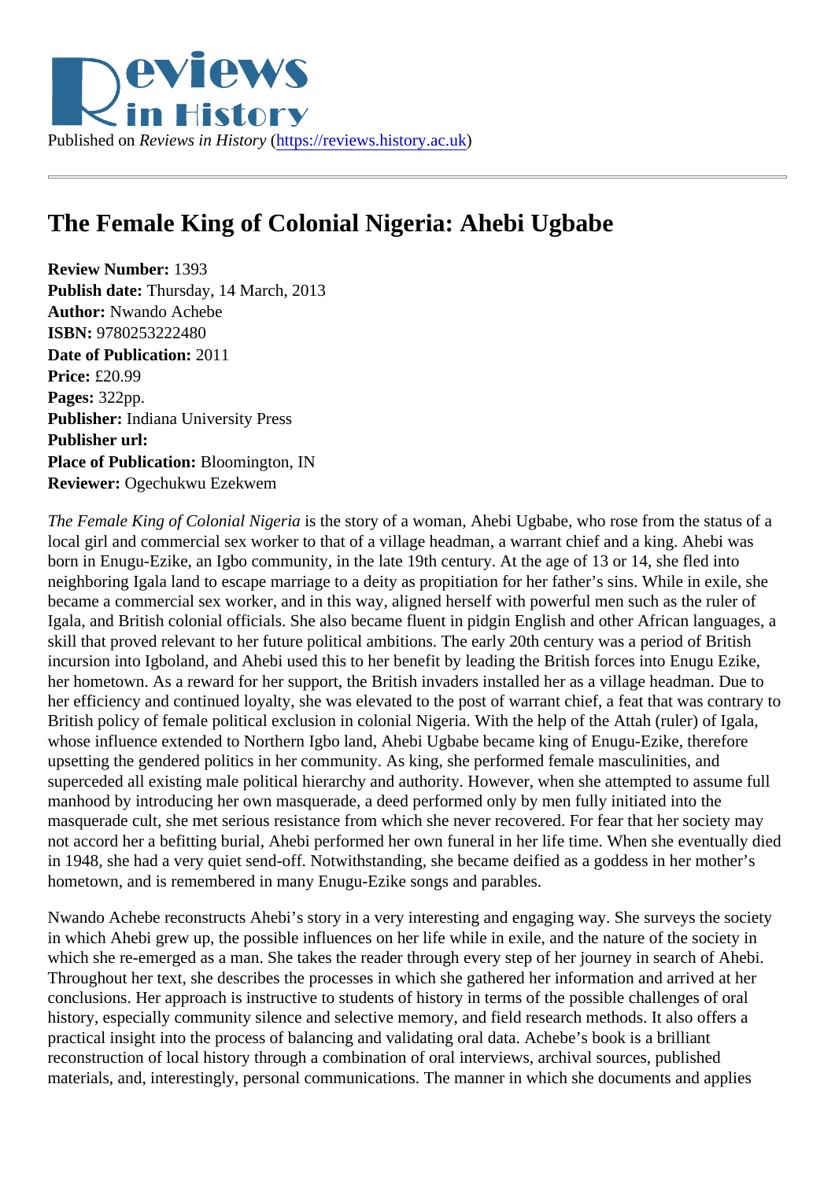Published on *Reviews in History* (https://reviews.history.ac.uk)

# The Female King of Colonial Nigeria: Ahebi Ugbabe

**Review Number:** 1393
**Publish date:** Thursday, 14 March, 2013
**Author:** Nwando Achebe
**ISBN:** 9780253222480
**Date of Publication:** 2011
**Price:** £20.99
**Pages:** 322pp.
**Publisher:** Indiana University Press
**Publisher url:**
**Place of Publication:** Bloomington, IN
**Reviewer:** Ogechukwu Ezekwem

*The Female King of Colonial Nigeria* is the story of a woman, Ahebi Ugbabe, who rose from the status of a local girl and commercial sex worker to that of a village headman, a warrant chief and a king. Ahebi was born in Enugu-Ezike, an Igbo community, in the late 19th century. At the age of 13 or 14, she fled into neighboring Igala land to escape marriage to a deity as propitiation for her father's sins. While in exile, she became a commercial sex worker, and in this way, aligned herself with powerful men such as the ruler of Igala, and British colonial officials. She also became fluent in pidgin English and other African languages, a skill that proved relevant to her future political ambitions. The early 20th century was a period of British incursion into Igboland, and Ahebi used this to her benefit by leading the British forces into Enugu Ezike, her hometown. As a reward for her support, the British invaders installed her as a village headman. Due to her efficiency and continued loyalty, she was elevated to the post of warrant chief, a feat that was contrary to British policy of female political exclusion in colonial Nigeria. With the help of the Attah (ruler) of Igala, whose influence extended to Northern Igbo land, Ahebi Ugbabe became king of Enugu-Ezike, therefore upsetting the gendered politics in her community. As king, she performed female masculinities, and superceded all existing male political hierarchy and authority. However, when she attempted to assume full manhood by introducing her own masquerade, a deed performed only by men fully initiated into the masquerade cult, she met serious resistance from which she never recovered. For fear that her society may not accord her a befitting burial, Ahebi performed her own funeral in her life time. When she eventually died in 1948, she had a very quiet send-off. Notwithstanding, she became deified as a goddess in her mother's hometown, and is remembered in many Enugu-Ezike songs and parables.

Nwando Achebe reconstructs Ahebi's story in a very interesting and engaging way. She surveys the society in which Ahebi grew up, the possible influences on her life while in exile, and the nature of the society in which she re-emerged as a man. She takes the reader through every step of her journey in search of Ahebi. Throughout her text, she describes the processes in which she gathered her information and arrived at her conclusions. Her approach is instructive to students of history in terms of the possible challenges of oral history, especially community silence and selective memory, and field research methods. It also offers a practical insight into the process of balancing and validating oral data. Achebe's book is a brilliant reconstruction of local history through a combination of oral interviews, archival sources, published materials, and, interestingly, personal communications. The manner in which she documents and applies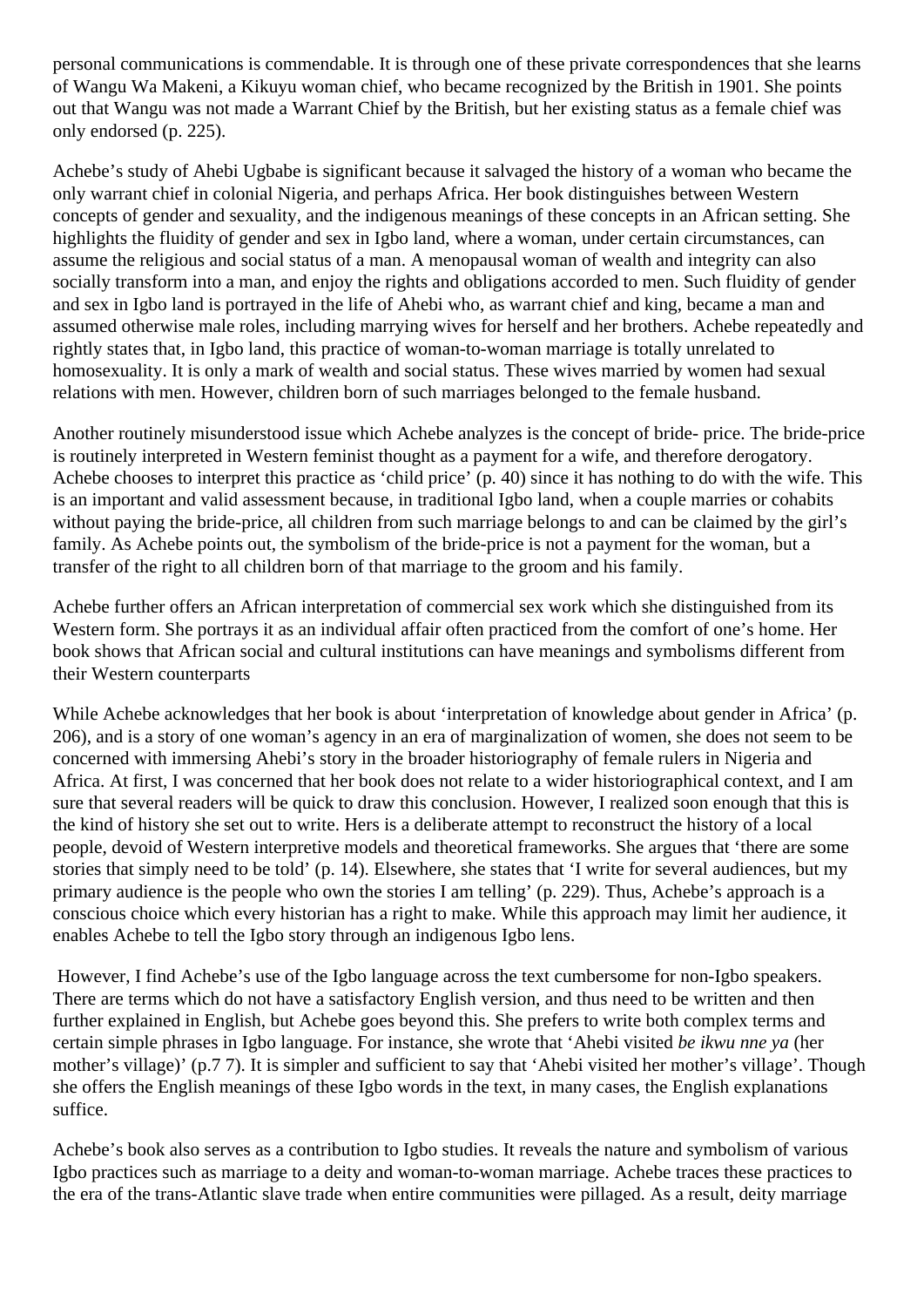personal communications is commendable. It is through one of these private correspondences that she learns of Wangu Wa Makeni, a Kikuyu woman chief, who became recognized by the British in 1901. She points out that Wangu was not made a Warrant Chief by the British, but her existing status as a female chief was only endorsed (p. 225).

Achebe's study of Ahebi Ugbabe is significant because it salvaged the history of a woman who became the only warrant chief in colonial Nigeria, and perhaps Africa. Her book distinguishes between Western concepts of gender and sexuality, and the indigenous meanings of these concepts in an African setting. She highlights the fluidity of gender and sex in Igbo land, where a woman, under certain circumstances, can assume the religious and social status of a man. A menopausal woman of wealth and integrity can also socially transform into a man, and enjoy the rights and obligations accorded to men. Such fluidity of gender and sex in Igbo land is portrayed in the life of Ahebi who, as warrant chief and king, became a man and assumed otherwise male roles, including marrying wives for herself and her brothers. Achebe repeatedly and rightly states that, in Igbo land, this practice of woman-to-woman marriage is totally unrelated to homosexuality. It is only a mark of wealth and social status. These wives married by women had sexual relations with men. However, children born of such marriages belonged to the female husband.

Another routinely misunderstood issue which Achebe analyzes is the concept of bride- price. The bride-price is routinely interpreted in Western feminist thought as a payment for a wife, and therefore derogatory. Achebe chooses to interpret this practice as 'child price' (p. 40) since it has nothing to do with the wife. This is an important and valid assessment because, in traditional Igbo land, when a couple marries or cohabits without paying the bride-price, all children from such marriage belongs to and can be claimed by the girl's family. As Achebe points out, the symbolism of the bride-price is not a payment for the woman, but a transfer of the right to all children born of that marriage to the groom and his family.

Achebe further offers an African interpretation of commercial sex work which she distinguished from its Western form. She portrays it as an individual affair often practiced from the comfort of one's home. Her book shows that African social and cultural institutions can have meanings and symbolisms different from their Western counterparts

While Achebe acknowledges that her book is about 'interpretation of knowledge about gender in Africa' (p. 206), and is a story of one woman's agency in an era of marginalization of women, she does not seem to be concerned with immersing Ahebi's story in the broader historiography of female rulers in Nigeria and Africa. At first, I was concerned that her book does not relate to a wider historiographical context, and I am sure that several readers will be quick to draw this conclusion. However, I realized soon enough that this is the kind of history she set out to write. Hers is a deliberate attempt to reconstruct the history of a local people, devoid of Western interpretive models and theoretical frameworks. She argues that 'there are some stories that simply need to be told' (p. 14). Elsewhere, she states that 'I write for several audiences, but my primary audience is the people who own the stories I am telling' (p. 229). Thus, Achebe's approach is a conscious choice which every historian has a right to make. While this approach may limit her audience, it enables Achebe to tell the Igbo story through an indigenous Igbo lens.

However, I find Achebe's use of the Igbo language across the text cumbersome for non-Igbo speakers. There are terms which do not have a satisfactory English version, and thus need to be written and then further explained in English, but Achebe goes beyond this. She prefers to write both complex terms and certain simple phrases in Igbo language. For instance, she wrote that 'Ahebi visited *be ikwu nne ya* (her mother's village)' (p.7 7). It is simpler and sufficient to say that 'Ahebi visited her mother's village'. Though she offers the English meanings of these Igbo words in the text, in many cases, the English explanations suffice.

Achebe's book also serves as a contribution to Igbo studies. It reveals the nature and symbolism of various Igbo practices such as marriage to a deity and woman-to-woman marriage. Achebe traces these practices to the era of the trans-Atlantic slave trade when entire communities were pillaged. As a result, deity marriage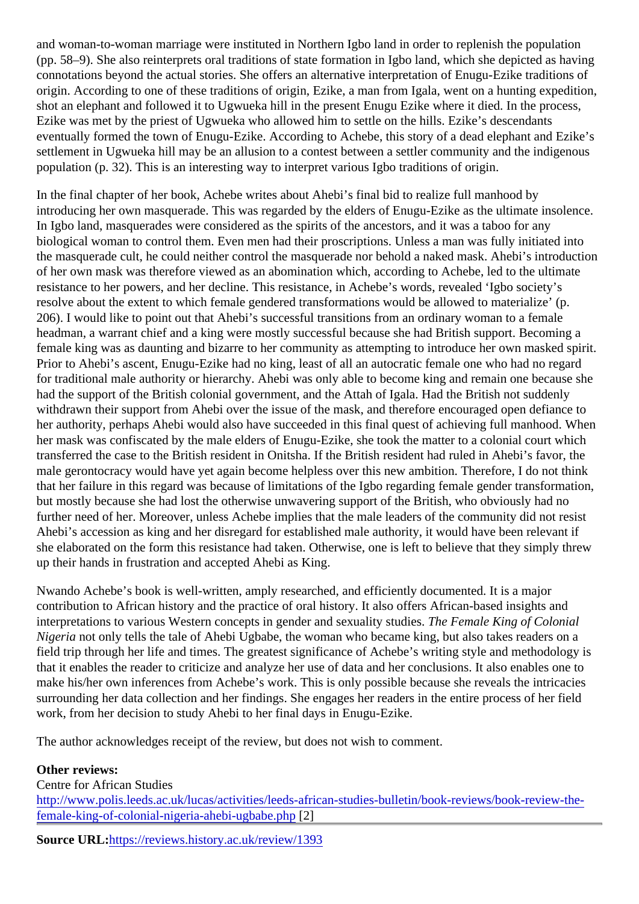and woman-to-woman marriage were instituted in Northern Igbo land in order to replenish the population (pp. 58–9). She also reinterprets oral traditions of state formation in Igbo land, which she depicted as having connotations beyond the actual stories. She offers an alternative interpretation of Enugu-Ezike traditions of origin. According to one of these traditions of origin, Ezike, a man from Igala, went on a hunting expedition, shot an elephant and followed it to Ugwueka hill in the present Enugu Ezike where it died. In the process, Ezike was met by the priest of Ugwueka who allowed him to settle on the hills. Ezike's descendants eventually formed the town of Enugu-Ezike. According to Achebe, this story of a dead elephant and Ezike's settlement in Ugwueka hill may be an allusion to a contest between a settler community and the indigenous population (p. 32). This is an interesting way to interpret various Igbo traditions of origin.

In the final chapter of her book, Achebe writes about Ahebi's final bid to realize full manhood by introducing her own masquerade. This was regarded by the elders of Enugu-Ezike as the ultimate insolence. In Igbo land, masquerades were considered as the spirits of the ancestors, and it was a taboo for any biological woman to control them. Even men had their proscriptions. Unless a man was fully initiated into the masquerade cult, he could neither control the masquerade nor behold a naked mask. Ahebi's introduction of her own mask was therefore viewed as an abomination which, according to Achebe, led to the ultimate resistance to her powers, and her decline. This resistance, in Achebe's words, revealed 'Igbo society's resolve about the extent to which female gendered transformations would be allowed to materialize' (p. 206). I would like to point out that Ahebi's successful transitions from an ordinary woman to a female headman, a warrant chief and a king were mostly successful because she had British support. Becoming a female king was as daunting and bizarre to her community as attempting to introduce her own masked spirit. Prior to Ahebi's ascent, Enugu-Ezike had no king, least of all an autocratic female one who had no regard for traditional male authority or hierarchy. Ahebi was only able to become king and remain one because she had the support of the British colonial government, and the Attah of Igala. Had the British not suddenly withdrawn their support from Ahebi over the issue of the mask, and therefore encouraged open defiance to her authority, perhaps Ahebi would also have succeeded in this final quest of achieving full manhood. When her mask was confiscated by the male elders of Enugu-Ezike, she took the matter to a colonial court which transferred the case to the British resident in Onitsha. If the British resident had ruled in Ahebi's favor, the male gerontocracy would have yet again become helpless over this new ambition. Therefore, I do not think that her failure in this regard was because of limitations of the Igbo regarding female gender transformation, but mostly because she had lost the otherwise unwavering support of the British, who obviously had no further need of her. Moreover, unless Achebe implies that the male leaders of the community did not resist Ahebi's accession as king and her disregard for established male authority, it would have been relevant if she elaborated on the form this resistance had taken. Otherwise, one is left to believe that they simply threw up their hands in frustration and accepted Ahebi as King.

Nwando Achebe's book is well-written, amply researched, and efficiently documented. It is a major contribution to African history and the practice of oral history. It also offers African-based insights and interpretations to various Western concepts in gender and sexuality studies. *The Female King of Colonial Nigeria* not only tells the tale of Ahebi Ugbabe, the woman who became king, but also takes readers on a field trip through her life and times. The greatest significance of Achebe's writing style and methodology is that it enables the reader to criticize and analyze her use of data and her conclusions. It also enables one to make his/her own inferences from Achebe's work. This is only possible because she reveals the intricacies surrounding her data collection and her findings. She engages her readers in the entire process of her field work, from her decision to study Ahebi to her final days in Enugu-Ezike.

The author acknowledges receipt of the review, but does not wish to comment.

**Other reviews:**
Centre for African Studies
http://www.polis.leeds.ac.uk/lucas/activities/leeds-african-studies-bulletin/book-reviews/book-review-the-female-king-of-colonial-nigeria-ahebi-ugbabe.php [2]

**Source URL:** https://reviews.history.ac.uk/review/1393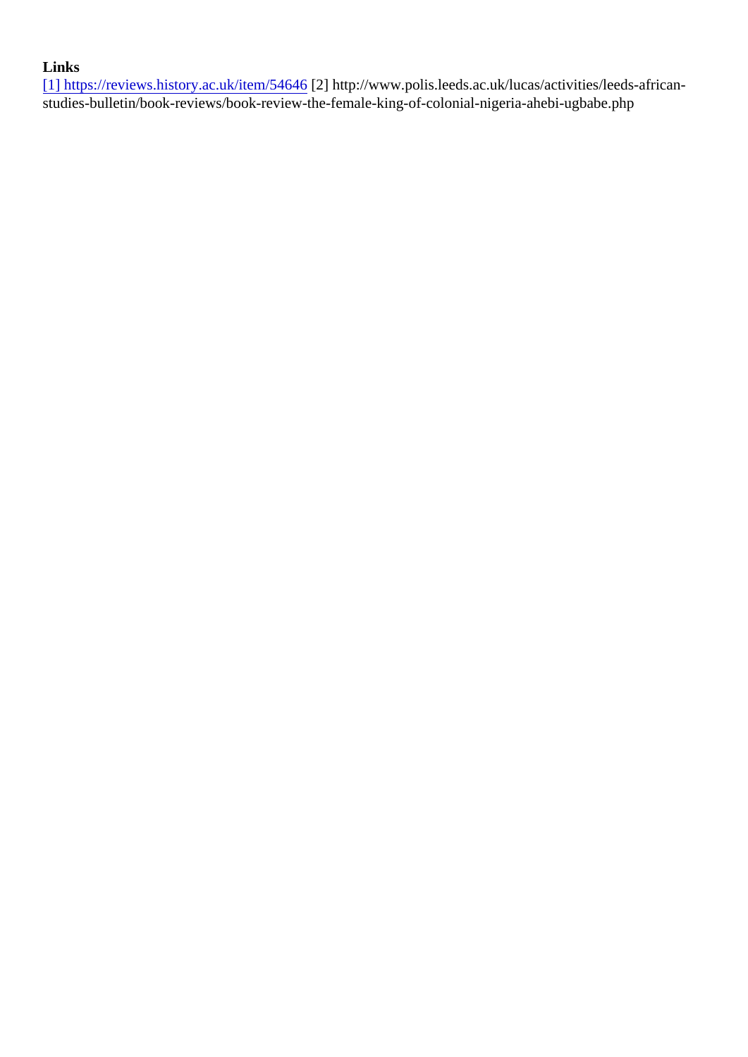**Links**

[1] https://reviews.history.ac.uk/item/54646 [2] http://www.polis.leeds.ac.uk/lucas/activities/leeds-african-studies-bulletin/book-reviews/book-review-the-female-king-of-colonial-nigeria-ahebi-ugbabe.php